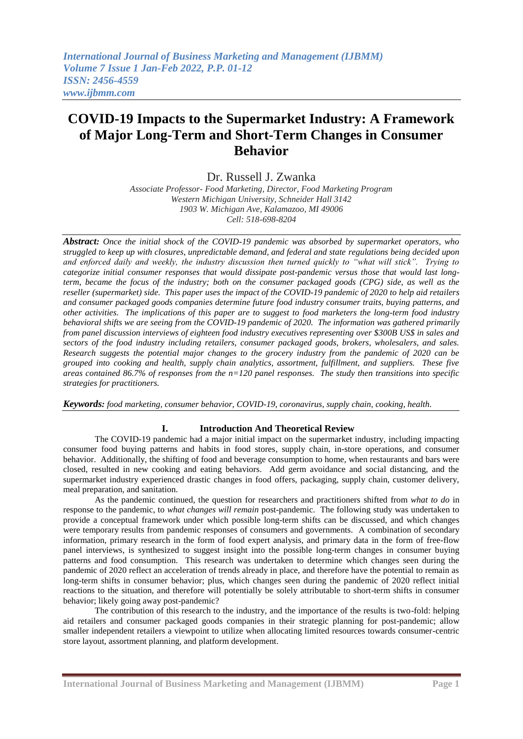# COVID-19 Impacts to the Supermarket Industry: A Framework of Major Long-Term and Short-Term Changes in Consumer Behavior

Dr. Russell J. Zwanka

*Associate Professor- Food Marketing, Director, Food Marketing Program*
*Western Michigan University, Schneider Hall 3142*
*1903 W. Michigan Ave, Kalamazoo, MI 49006*
*Cell: 518-698-8204*

***Abstract:*** *Once the initial shock of the COVID-19 pandemic was absorbed by supermarket operators, who struggled to keep up with closures, unpredictable demand, and federal and state regulations being decided upon and enforced daily and weekly, the industry discussion then turned quickly to "what will stick". Trying to categorize initial consumer responses that would dissipate post-pandemic versus those that would last long-term, became the focus of the industry; both on the consumer packaged goods (CPG) side, as well as the reseller (supermarket) side. This paper uses the impact of the COVID-19 pandemic of 2020 to help aid retailers and consumer packaged goods companies determine future food industry consumer traits, buying patterns, and other activities. The implications of this paper are to suggest to food marketers the long-term food industry behavioral shifts we are seeing from the COVID-19 pandemic of 2020. The information was gathered primarily from panel discussion interviews of eighteen food industry executives representing over \$300B US\$ in sales and sectors of the food industry including retailers, consumer packaged goods, brokers, wholesalers, and sales. Research suggests the potential major changes to the grocery industry from the pandemic of 2020 can be grouped into cooking and health, supply chain analytics, assortment, fulfillment, and suppliers. These five areas contained 86.7% of responses from the n=120 panel responses. The study then transitions into specific strategies for practitioners.*

***Keywords:*** *food marketing, consumer behavior, COVID-19, coronavirus, supply chain, cooking, health.*

## I. Introduction And Theoretical Review

The COVID-19 pandemic had a major initial impact on the supermarket industry, including impacting consumer food buying patterns and habits in food stores, supply chain, in-store operations, and consumer behavior. Additionally, the shifting of food and beverage consumption to home, when restaurants and bars were closed, resulted in new cooking and eating behaviors. Add germ avoidance and social distancing, and the supermarket industry experienced drastic changes in food offers, packaging, supply chain, customer delivery, meal preparation, and sanitation.

As the pandemic continued, the question for researchers and practitioners shifted from *what to do* in response to the pandemic, to *what changes will remain* post-pandemic. The following study was undertaken to provide a conceptual framework under which possible long-term shifts can be discussed, and which changes were temporary results from pandemic responses of consumers and governments. A combination of secondary information, primary research in the form of food expert analysis, and primary data in the form of free-flow panel interviews, is synthesized to suggest insight into the possible long-term changes in consumer buying patterns and food consumption. This research was undertaken to determine which changes seen during the pandemic of 2020 reflect an acceleration of trends already in place, and therefore have the potential to remain as long-term shifts in consumer behavior; plus, which changes seen during the pandemic of 2020 reflect initial reactions to the situation, and therefore will potentially be solely attributable to short-term shifts in consumer behavior; likely going away post-pandemic?

The contribution of this research to the industry, and the importance of the results is two-fold: helping aid retailers and consumer packaged goods companies in their strategic planning for post-pandemic; allow smaller independent retailers a viewpoint to utilize when allocating limited resources towards consumer-centric store layout, assortment planning, and platform development.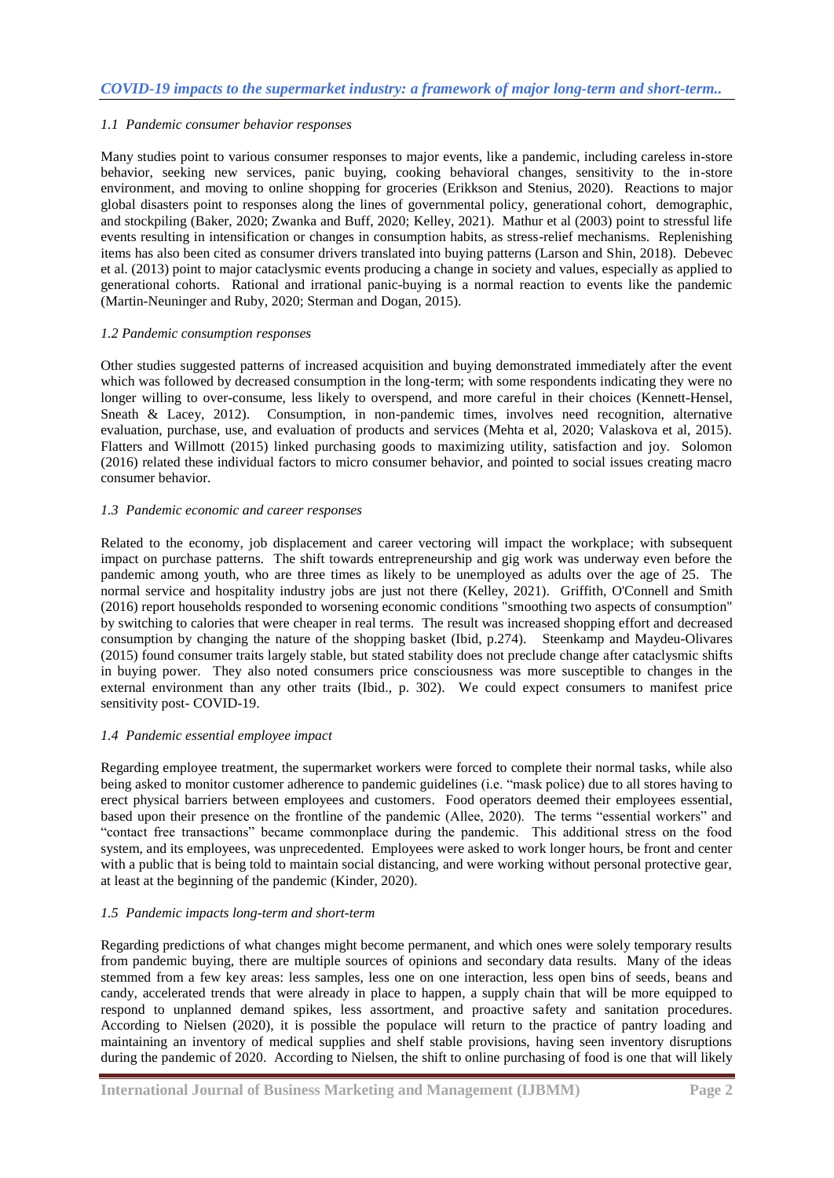### *1.1 Pandemic consumer behavior responses*

Many studies point to various consumer responses to major events, like a pandemic, including careless in-store behavior, seeking new services, panic buying, cooking behavioral changes, sensitivity to the in-store environment, and moving to online shopping for groceries (Erikkson and Stenius, 2020). Reactions to major global disasters point to responses along the lines of governmental policy, generational cohort, demographic, and stockpiling (Baker, 2020; Zwanka and Buff, 2020; Kelley, 2021). Mathur et al (2003) point to stressful life events resulting in intensification or changes in consumption habits, as stress-relief mechanisms. Replenishing items has also been cited as consumer drivers translated into buying patterns (Larson and Shin, 2018). Debevec et al. (2013) point to major cataclysmic events producing a change in society and values, especially as applied to generational cohorts. Rational and irrational panic-buying is a normal reaction to events like the pandemic (Martin-Neuninger and Ruby, 2020; Sterman and Dogan, 2015).

### *1.2 Pandemic consumption responses*

Other studies suggested patterns of increased acquisition and buying demonstrated immediately after the event which was followed by decreased consumption in the long-term; with some respondents indicating they were no longer willing to over-consume, less likely to overspend, and more careful in their choices (Kennett-Hensel, Sneath & Lacey, 2012). Consumption, in non-pandemic times, involves need recognition, alternative evaluation, purchase, use, and evaluation of products and services (Mehta et al, 2020; Valaskova et al, 2015). Flatters and Willmott (2015) linked purchasing goods to maximizing utility, satisfaction and joy. Solomon (2016) related these individual factors to micro consumer behavior, and pointed to social issues creating macro consumer behavior.

### *1.3 Pandemic economic and career responses*

Related to the economy, job displacement and career vectoring will impact the workplace; with subsequent impact on purchase patterns. The shift towards entrepreneurship and gig work was underway even before the pandemic among youth, who are three times as likely to be unemployed as adults over the age of 25. The normal service and hospitality industry jobs are just not there (Kelley, 2021). Griffith, O'Connell and Smith (2016) report households responded to worsening economic conditions "smoothing two aspects of consumption" by switching to calories that were cheaper in real terms. The result was increased shopping effort and decreased consumption by changing the nature of the shopping basket (Ibid, p.274). Steenkamp and Maydeu-Olivares (2015) found consumer traits largely stable, but stated stability does not preclude change after cataclysmic shifts in buying power. They also noted consumers price consciousness was more susceptible to changes in the external environment than any other traits (Ibid., p. 302). We could expect consumers to manifest price sensitivity post- COVID-19.

### *1.4 Pandemic essential employee impact*

Regarding employee treatment, the supermarket workers were forced to complete their normal tasks, while also being asked to monitor customer adherence to pandemic guidelines (i.e. "mask police) due to all stores having to erect physical barriers between employees and customers. Food operators deemed their employees essential, based upon their presence on the frontline of the pandemic (Allee, 2020). The terms "essential workers" and "contact free transactions" became commonplace during the pandemic. This additional stress on the food system, and its employees, was unprecedented. Employees were asked to work longer hours, be front and center with a public that is being told to maintain social distancing, and were working without personal protective gear, at least at the beginning of the pandemic (Kinder, 2020).

### *1.5 Pandemic impacts long-term and short-term*

Regarding predictions of what changes might become permanent, and which ones were solely temporary results from pandemic buying, there are multiple sources of opinions and secondary data results. Many of the ideas stemmed from a few key areas: less samples, less one on one interaction, less open bins of seeds, beans and candy, accelerated trends that were already in place to happen, a supply chain that will be more equipped to respond to unplanned demand spikes, less assortment, and proactive safety and sanitation procedures. According to Nielsen (2020), it is possible the populace will return to the practice of pantry loading and maintaining an inventory of medical supplies and shelf stable provisions, having seen inventory disruptions during the pandemic of 2020. According to Nielsen, the shift to online purchasing of food is one that will likely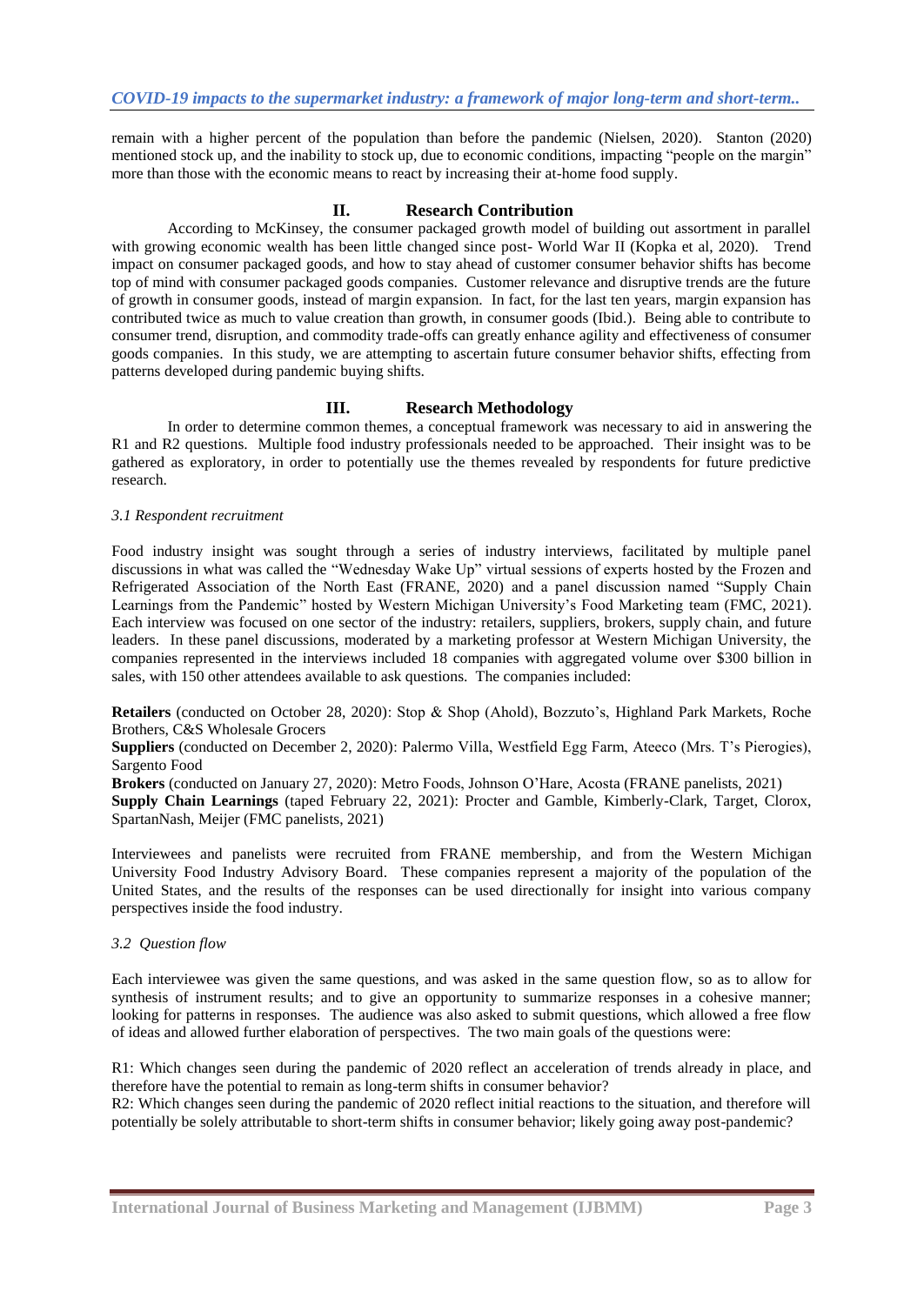remain with a higher percent of the population than before the pandemic (Nielsen, 2020). Stanton (2020) mentioned stock up, and the inability to stock up, due to economic conditions, impacting "people on the margin" more than those with the economic means to react by increasing their at-home food supply.

## II. Research Contribution

According to McKinsey, the consumer packaged growth model of building out assortment in parallel with growing economic wealth has been little changed since post- World War II (Kopka et al, 2020). Trend impact on consumer packaged goods, and how to stay ahead of customer consumer behavior shifts has become top of mind with consumer packaged goods companies. Customer relevance and disruptive trends are the future of growth in consumer goods, instead of margin expansion. In fact, for the last ten years, margin expansion has contributed twice as much to value creation than growth, in consumer goods (Ibid.). Being able to contribute to consumer trend, disruption, and commodity trade-offs can greatly enhance agility and effectiveness of consumer goods companies. In this study, we are attempting to ascertain future consumer behavior shifts, effecting from patterns developed during pandemic buying shifts.

## III. Research Methodology

In order to determine common themes, a conceptual framework was necessary to aid in answering the R1 and R2 questions. Multiple food industry professionals needed to be approached. Their insight was to be gathered as exploratory, in order to potentially use the themes revealed by respondents for future predictive research.

### *3.1 Respondent recruitment*

Food industry insight was sought through a series of industry interviews, facilitated by multiple panel discussions in what was called the "Wednesday Wake Up" virtual sessions of experts hosted by the Frozen and Refrigerated Association of the North East (FRANE, 2020) and a panel discussion named "Supply Chain Learnings from the Pandemic" hosted by Western Michigan University's Food Marketing team (FMC, 2021). Each interview was focused on one sector of the industry: retailers, suppliers, brokers, supply chain, and future leaders. In these panel discussions, moderated by a marketing professor at Western Michigan University, the companies represented in the interviews included 18 companies with aggregated volume over $300 billion in sales, with 150 other attendees available to ask questions. The companies included:

**Retailers** (conducted on October 28, 2020): Stop & Shop (Ahold), Bozzuto's, Highland Park Markets, Roche Brothers, C&S Wholesale Grocers

**Suppliers** (conducted on December 2, 2020): Palermo Villa, Westfield Egg Farm, Ateeco (Mrs. T's Pierogies), Sargento Food

**Brokers** (conducted on January 27, 2020): Metro Foods, Johnson O'Hare, Acosta (FRANE panelists, 2021)

**Supply Chain Learnings** (taped February 22, 2021): Procter and Gamble, Kimberly-Clark, Target, Clorox, SpartanNash, Meijer (FMC panelists, 2021)

Interviewees and panelists were recruited from FRANE membership, and from the Western Michigan University Food Industry Advisory Board. These companies represent a majority of the population of the United States, and the results of the responses can be used directionally for insight into various company perspectives inside the food industry.

### *3.2 Question flow*

Each interviewee was given the same questions, and was asked in the same question flow, so as to allow for synthesis of instrument results; and to give an opportunity to summarize responses in a cohesive manner; looking for patterns in responses. The audience was also asked to submit questions, which allowed a free flow of ideas and allowed further elaboration of perspectives. The two main goals of the questions were:

R1: Which changes seen during the pandemic of 2020 reflect an acceleration of trends already in place, and therefore have the potential to remain as long-term shifts in consumer behavior?

R2: Which changes seen during the pandemic of 2020 reflect initial reactions to the situation, and therefore will potentially be solely attributable to short-term shifts in consumer behavior; likely going away post-pandemic?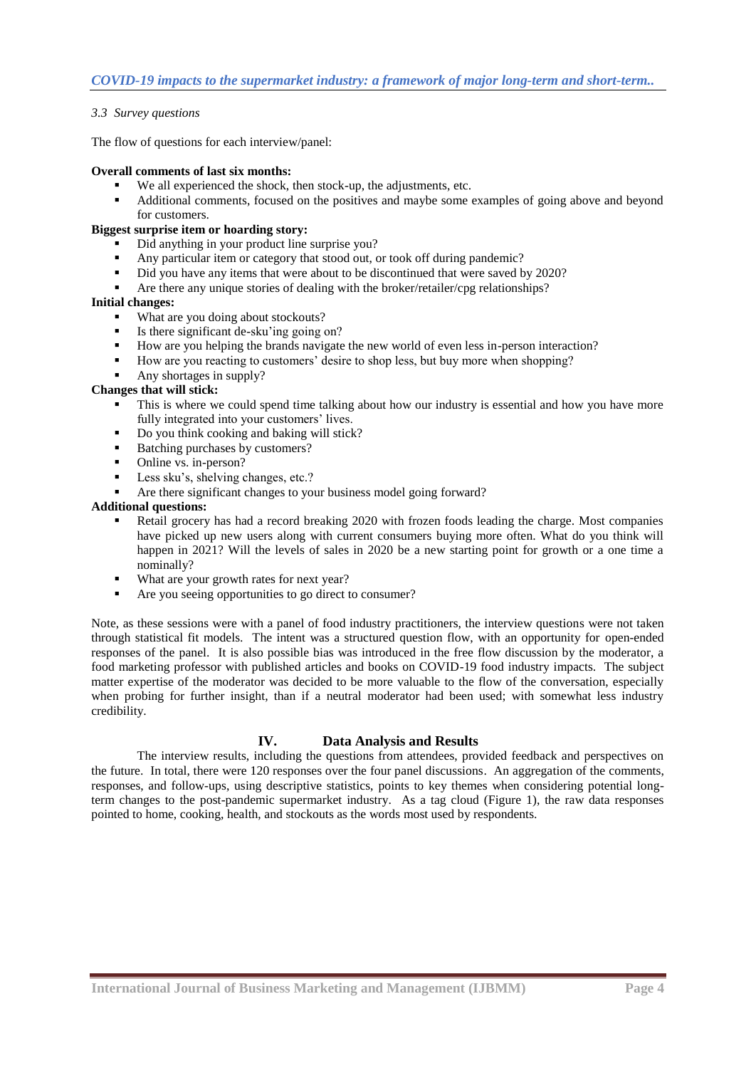*3.3 Survey questions*

The flow of questions for each interview/panel:

**Overall comments of last six months:**

- We all experienced the shock, then stock-up, the adjustments, etc.
- Additional comments, focused on the positives and maybe some examples of going above and beyond for customers.

**Biggest surprise item or hoarding story:**

- Did anything in your product line surprise you?
- Any particular item or category that stood out, or took off during pandemic?
- Did you have any items that were about to be discontinued that were saved by 2020?
- Are there any unique stories of dealing with the broker/retailer/cpg relationships?

**Initial changes:**

- What are you doing about stockouts?
- Is there significant de-sku'ing going on?
- How are you helping the brands navigate the new world of even less in-person interaction?
- How are you reacting to customers' desire to shop less, but buy more when shopping?
- Any shortages in supply?

**Changes that will stick:**

- This is where we could spend time talking about how our industry is essential and how you have more fully integrated into your customers' lives.
- Do you think cooking and baking will stick?
- Batching purchases by customers?
- Online vs. in-person?
- Less sku's, shelving changes, etc.?
- Are there significant changes to your business model going forward?

**Additional questions:**

- Retail grocery has had a record breaking 2020 with frozen foods leading the charge. Most companies have picked up new users along with current consumers buying more often. What do you think will happen in 2021? Will the levels of sales in 2020 be a new starting point for growth or a one time a nominally?
- What are your growth rates for next year?
- Are you seeing opportunities to go direct to consumer?

Note, as these sessions were with a panel of food industry practitioners, the interview questions were not taken through statistical fit models. The intent was a structured question flow, with an opportunity for open-ended responses of the panel. It is also possible bias was introduced in the free flow discussion by the moderator, a food marketing professor with published articles and books on COVID-19 food industry impacts. The subject matter expertise of the moderator was decided to be more valuable to the flow of the conversation, especially when probing for further insight, than if a neutral moderator had been used; with somewhat less industry credibility.

## IV. Data Analysis and Results

The interview results, including the questions from attendees, provided feedback and perspectives on the future. In total, there were 120 responses over the four panel discussions. An aggregation of the comments, responses, and follow-ups, using descriptive statistics, points to key themes when considering potential long-term changes to the post-pandemic supermarket industry. As a tag cloud (Figure 1), the raw data responses pointed to home, cooking, health, and stockouts as the words most used by respondents.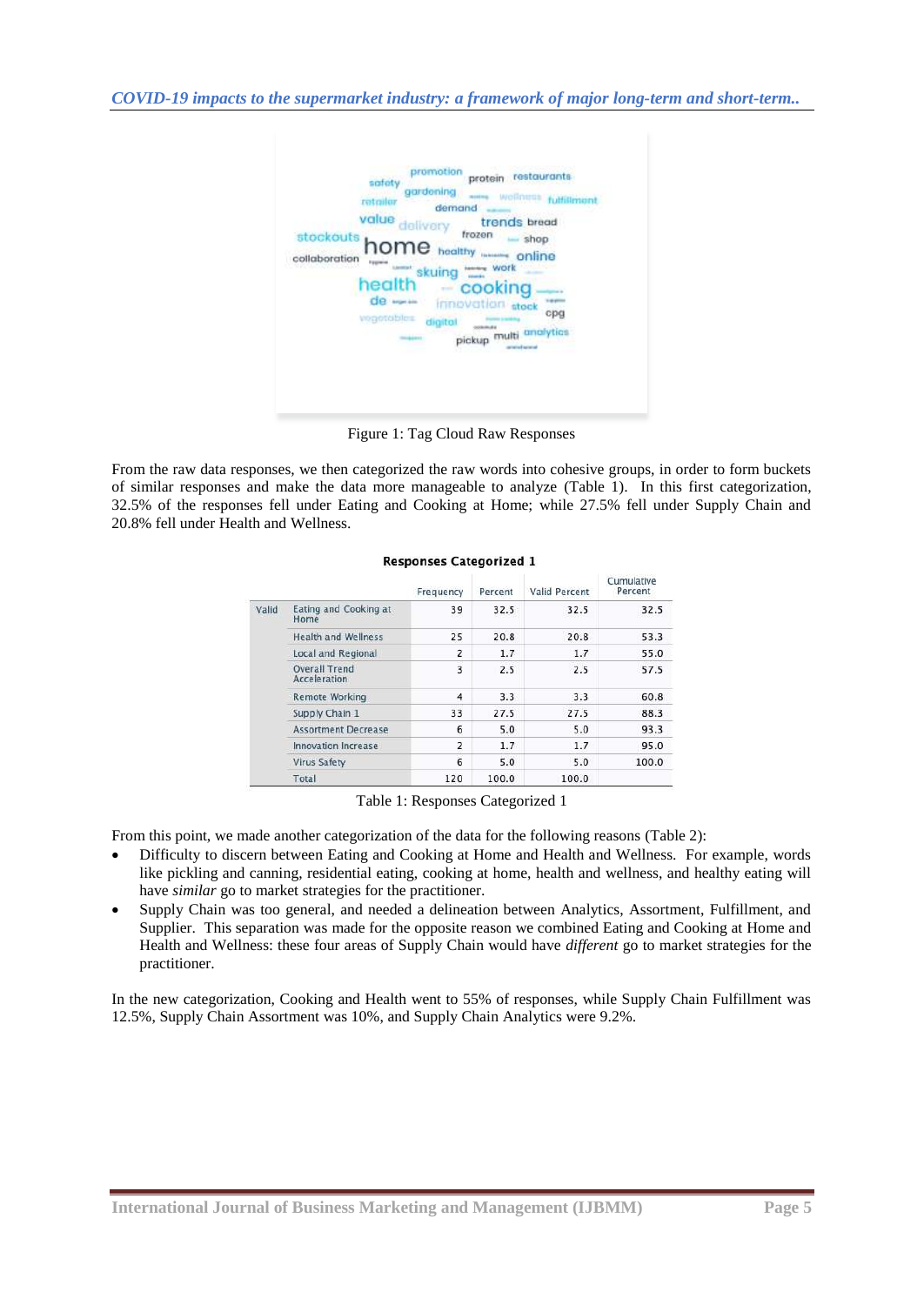Figure 1: Tag Cloud Raw Responses

From the raw data responses, we then categorized the raw words into cohesive groups, in order to form buckets of similar responses and make the data more manageable to analyze (Table 1). In this first categorization, 32.5% of the responses fell under Eating and Cooking at Home; while 27.5% fell under Supply Chain and 20.8% fell under Health and Wellness.

**Responses Categorized 1**

| | | Frequency | Percent | Valid Percent | Cumulative Percent |
|---|---|---|---|---|---|
| Valid | Eating and Cooking at Home | 39 | 32.5 | 32.5 | 32.5 |
| | Health and Wellness | 25 | 20.8 | 20.8 | 53.3 |
| | Local and Regional | 2 | 1.7 | 1.7 | 55.0 |
| | Overall Trend Acceleration | 3 | 2.5 | 2.5 | 57.5 |
| | Remote Working | 4 | 3.3 | 3.3 | 60.8 |
| | Supply Chain 1 | 33 | 27.5 | 27.5 | 88.3 |
| | Assortment Decrease | 6 | 5.0 | 5.0 | 93.3 |
| | Innovation Increase | 2 | 1.7 | 1.7 | 95.0 |
| | Virus Safety | 6 | 5.0 | 5.0 | 100.0 |
| | Total | 120 | 100.0 | 100.0 | |

Table 1: Responses Categorized 1

From this point, we made another categorization of the data for the following reasons (Table 2):

- Difficulty to discern between Eating and Cooking at Home and Health and Wellness. For example, words like pickling and canning, residential eating, cooking at home, health and wellness, and healthy eating will have *similar* go to market strategies for the practitioner.
- Supply Chain was too general, and needed a delineation between Analytics, Assortment, Fulfillment, and Supplier. This separation was made for the opposite reason we combined Eating and Cooking at Home and Health and Wellness: these four areas of Supply Chain would have *different* go to market strategies for the practitioner.

In the new categorization, Cooking and Health went to 55% of responses, while Supply Chain Fulfillment was 12.5%, Supply Chain Assortment was 10%, and Supply Chain Analytics were 9.2%.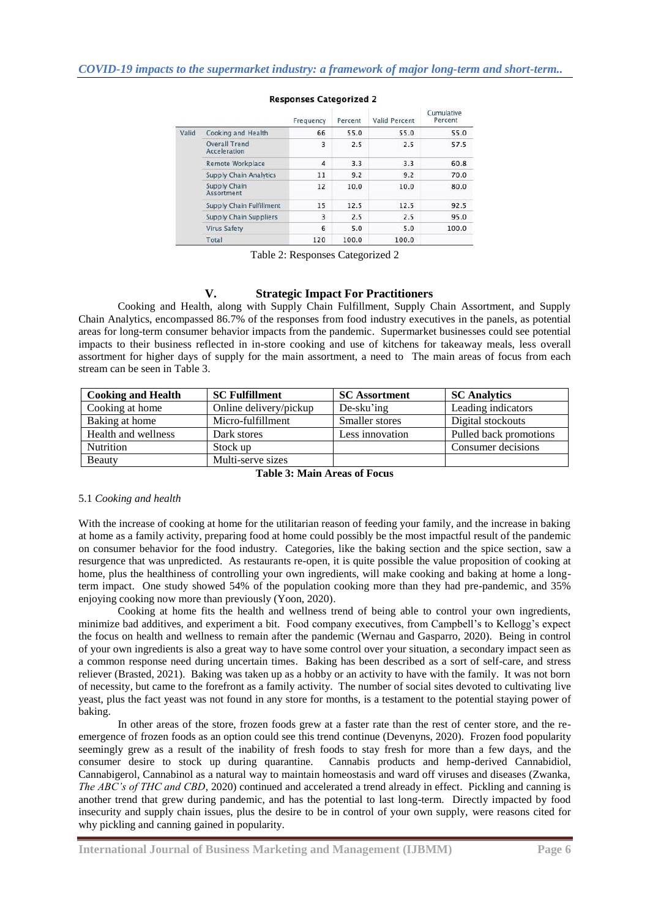**Responses Categorized 2**

| | | Frequency | Percent | Valid Percent | Cumulative Percent |
|---|---|---|---|---|---|
| Valid | Cooking and Health | 66 | 55.0 | 55.0 | 55.0 |
| | Overall Trend Acceleration | 3 | 2.5 | 2.5 | 57.5 |
| | Remote Workplace | 4 | 3.3 | 3.3 | 60.8 |
| | Supply Chain Analytics | 11 | 9.2 | 9.2 | 70.0 |
| | Supply Chain Assortment | 12 | 10.0 | 10.0 | 80.0 |
| | Supply Chain Fulfillment | 15 | 12.5 | 12.5 | 92.5 |
| | Supply Chain Suppliers | 3 | 2.5 | 2.5 | 95.0 |
| | Virus Safety | 6 | 5.0 | 5.0 | 100.0 |
| | Total | 120 | 100.0 | 100.0 | |

Table 2: Responses Categorized 2

## V. Strategic Impact For Practitioners

Cooking and Health, along with Supply Chain Fulfillment, Supply Chain Assortment, and Supply Chain Analytics, encompassed 86.7% of the responses from food industry executives in the panels, as potential areas for long-term consumer behavior impacts from the pandemic. Supermarket businesses could see potential impacts to their business reflected in in-store cooking and use of kitchens for takeaway meals, less overall assortment for higher days of supply for the main assortment, a need to The main areas of focus from each stream can be seen in Table 3.

| Cooking and Health | SC Fulfillment | SC Assortment | SC Analytics |
|---|---|---|---|
| Cooking at home | Online delivery/pickup | De-sku'ing | Leading indicators |
| Baking at home | Micro-fulfillment | Smaller stores | Digital stockouts |
| Health and wellness | Dark stores | Less innovation | Pulled back promotions |
| Nutrition | Stock up | | Consumer decisions |
| Beauty | Multi-serve sizes | | |

**Table 3: Main Areas of Focus**

### 5.1 *Cooking and health*

With the increase of cooking at home for the utilitarian reason of feeding your family, and the increase in baking at home as a family activity, preparing food at home could possibly be the most impactful result of the pandemic on consumer behavior for the food industry. Categories, like the baking section and the spice section, saw a resurgence that was unpredicted. As restaurants re-open, it is quite possible the value proposition of cooking at home, plus the healthiness of controlling your own ingredients, will make cooking and baking at home a long-term impact. One study showed 54% of the population cooking more than they had pre-pandemic, and 35% enjoying cooking now more than previously (Yoon, 2020).

Cooking at home fits the health and wellness trend of being able to control your own ingredients, minimize bad additives, and experiment a bit. Food company executives, from Campbell's to Kellogg's expect the focus on health and wellness to remain after the pandemic (Wernau and Gasparro, 2020). Being in control of your own ingredients is also a great way to have some control over your situation, a secondary impact seen as a common response need during uncertain times. Baking has been described as a sort of self-care, and stress reliever (Brasted, 2021). Baking was taken up as a hobby or an activity to have with the family. It was not born of necessity, but came to the forefront as a family activity. The number of social sites devoted to cultivating live yeast, plus the fact yeast was not found in any store for months, is a testament to the potential staying power of baking.

In other areas of the store, frozen foods grew at a faster rate than the rest of center store, and the re-emergence of frozen foods as an option could see this trend continue (Devenyns, 2020). Frozen food popularity seemingly grew as a result of the inability of fresh foods to stay fresh for more than a few days, and the consumer desire to stock up during quarantine. Cannabis products and hemp-derived Cannabidiol, Cannabigerol, Cannabinol as a natural way to maintain homeostasis and ward off viruses and diseases (Zwanka, *The ABC's of THC and CBD*, 2020) continued and accelerated a trend already in effect. Pickling and canning is another trend that grew during pandemic, and has the potential to last long-term. Directly impacted by food insecurity and supply chain issues, plus the desire to be in control of your own supply, were reasons cited for why pickling and canning gained in popularity.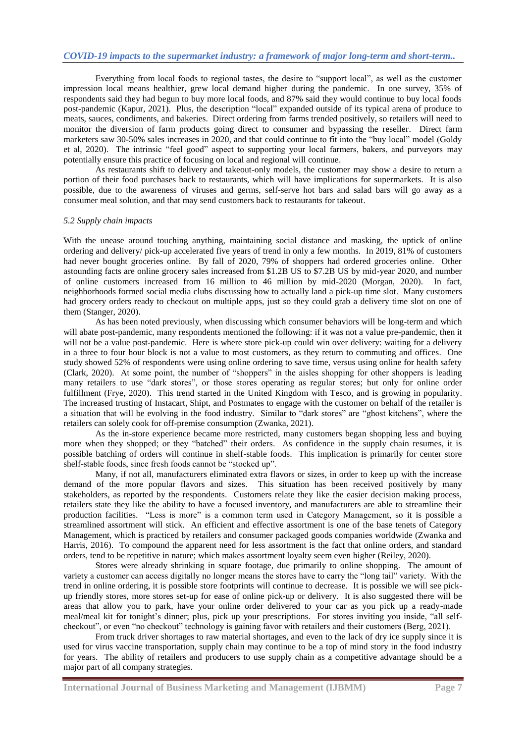Everything from local foods to regional tastes, the desire to "support local", as well as the customer impression local means healthier, grew local demand higher during the pandemic. In one survey, 35% of respondents said they had begun to buy more local foods, and 87% said they would continue to buy local foods post-pandemic (Kapur, 2021). Plus, the description "local" expanded outside of its typical arena of produce to meats, sauces, condiments, and bakeries. Direct ordering from farms trended positively, so retailers will need to monitor the diversion of farm products going direct to consumer and bypassing the reseller. Direct farm marketers saw 30-50% sales increases in 2020, and that could continue to fit into the "buy local" model (Goldy et al, 2020). The intrinsic "feel good" aspect to supporting your local farmers, bakers, and purveyors may potentially ensure this practice of focusing on local and regional will continue.

As restaurants shift to delivery and takeout-only models, the customer may show a desire to return a portion of their food purchases back to restaurants, which will have implications for supermarkets. It is also possible, due to the awareness of viruses and germs, self-serve hot bars and salad bars will go away as a consumer meal solution, and that may send customers back to restaurants for takeout.

*5.2 Supply chain impacts*

With the unease around touching anything, maintaining social distance and masking, the uptick of online ordering and delivery/ pick-up accelerated five years of trend in only a few months. In 2019, 81% of customers had never bought groceries online. By fall of 2020, 79% of shoppers had ordered groceries online. Other astounding facts are online grocery sales increased from $1.2B US to $7.2B US by mid-year 2020, and number of online customers increased from 16 million to 46 million by mid-2020 (Morgan, 2020). In fact, neighborhoods formed social media clubs discussing how to actually land a pick-up time slot. Many customers had grocery orders ready to checkout on multiple apps, just so they could grab a delivery time slot on one of them (Stanger, 2020).

As has been noted previously, when discussing which consumer behaviors will be long-term and which will abate post-pandemic, many respondents mentioned the following: if it was not a value pre-pandemic, then it will not be a value post-pandemic. Here is where store pick-up could win over delivery: waiting for a delivery in a three to four hour block is not a value to most customers, as they return to commuting and offices. One study showed 52% of respondents were using online ordering to save time, versus using online for health safety (Clark, 2020). At some point, the number of "shoppers" in the aisles shopping for other shoppers is leading many retailers to use "dark stores", or those stores operating as regular stores; but only for online order fulfillment (Frye, 2020). This trend started in the United Kingdom with Tesco, and is growing in popularity. The increased trusting of Instacart, Shipt, and Postmates to engage with the customer on behalf of the retailer is a situation that will be evolving in the food industry. Similar to "dark stores" are "ghost kitchens", where the retailers can solely cook for off-premise consumption (Zwanka, 2021).

As the in-store experience became more restricted, many customers began shopping less and buying more when they shopped; or they "batched" their orders. As confidence in the supply chain resumes, it is possible batching of orders will continue in shelf-stable foods. This implication is primarily for center store shelf-stable foods, since fresh foods cannot be "stocked up".

Many, if not all, manufacturers eliminated extra flavors or sizes, in order to keep up with the increase demand of the more popular flavors and sizes. This situation has been received positively by many stakeholders, as reported by the respondents. Customers relate they like the easier decision making process, retailers state they like the ability to have a focused inventory, and manufacturers are able to streamline their production facilities. "Less is more" is a common term used in Category Management, so it is possible a streamlined assortment will stick. An efficient and effective assortment is one of the base tenets of Category Management, which is practiced by retailers and consumer packaged goods companies worldwide (Zwanka and Harris, 2016). To compound the apparent need for less assortment is the fact that online orders, and standard orders, tend to be repetitive in nature; which makes assortment loyalty seem even higher (Reiley, 2020).

Stores were already shrinking in square footage, due primarily to online shopping. The amount of variety a customer can access digitally no longer means the stores have to carry the "long tail" variety. With the trend in online ordering, it is possible store footprints will continue to decrease. It is possible we will see pick-up friendly stores, more stores set-up for ease of online pick-up or delivery. It is also suggested there will be areas that allow you to park, have your online order delivered to your car as you pick up a ready-made meal/meal kit for tonight's dinner; plus, pick up your prescriptions. For stores inviting you inside, "all self-checkout", or even "no checkout" technology is gaining favor with retailers and their customers (Berg, 2021).

From truck driver shortages to raw material shortages, and even to the lack of dry ice supply since it is used for virus vaccine transportation, supply chain may continue to be a top of mind story in the food industry for years. The ability of retailers and producers to use supply chain as a competitive advantage should be a major part of all company strategies.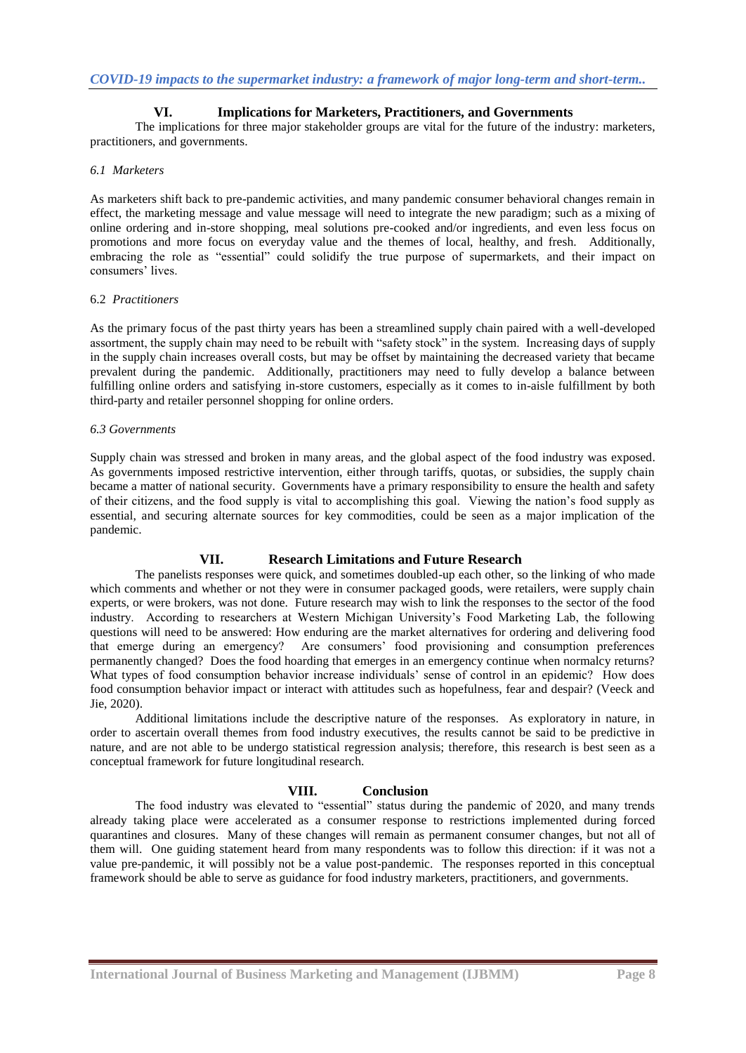## VI. Implications for Marketers, Practitioners, and Governments

The implications for three major stakeholder groups are vital for the future of the industry: marketers, practitioners, and governments.

### *6.1 Marketers*

As marketers shift back to pre-pandemic activities, and many pandemic consumer behavioral changes remain in effect, the marketing message and value message will need to integrate the new paradigm; such as a mixing of online ordering and in-store shopping, meal solutions pre-cooked and/or ingredients, and even less focus on promotions and more focus on everyday value and the themes of local, healthy, and fresh. Additionally, embracing the role as "essential" could solidify the true purpose of supermarkets, and their impact on consumers' lives.

### 6.2 *Practitioners*

As the primary focus of the past thirty years has been a streamlined supply chain paired with a well-developed assortment, the supply chain may need to be rebuilt with "safety stock" in the system. Increasing days of supply in the supply chain increases overall costs, but may be offset by maintaining the decreased variety that became prevalent during the pandemic. Additionally, practitioners may need to fully develop a balance between fulfilling online orders and satisfying in-store customers, especially as it comes to in-aisle fulfillment by both third-party and retailer personnel shopping for online orders.

### *6.3 Governments*

Supply chain was stressed and broken in many areas, and the global aspect of the food industry was exposed. As governments imposed restrictive intervention, either through tariffs, quotas, or subsidies, the supply chain became a matter of national security. Governments have a primary responsibility to ensure the health and safety of their citizens, and the food supply is vital to accomplishing this goal. Viewing the nation's food supply as essential, and securing alternate sources for key commodities, could be seen as a major implication of the pandemic.

## VII. Research Limitations and Future Research

The panelists responses were quick, and sometimes doubled-up each other, so the linking of who made which comments and whether or not they were in consumer packaged goods, were retailers, were supply chain experts, or were brokers, was not done. Future research may wish to link the responses to the sector of the food industry. According to researchers at Western Michigan University's Food Marketing Lab, the following questions will need to be answered: How enduring are the market alternatives for ordering and delivering food that emerge during an emergency? Are consumers' food provisioning and consumption preferences permanently changed? Does the food hoarding that emerges in an emergency continue when normalcy returns? What types of food consumption behavior increase individuals' sense of control in an epidemic? How does food consumption behavior impact or interact with attitudes such as hopefulness, fear and despair? (Veeck and Jie, 2020).

Additional limitations include the descriptive nature of the responses. As exploratory in nature, in order to ascertain overall themes from food industry executives, the results cannot be said to be predictive in nature, and are not able to be undergo statistical regression analysis; therefore, this research is best seen as a conceptual framework for future longitudinal research.

## VIII. Conclusion

The food industry was elevated to "essential" status during the pandemic of 2020, and many trends already taking place were accelerated as a consumer response to restrictions implemented during forced quarantines and closures. Many of these changes will remain as permanent consumer changes, but not all of them will. One guiding statement heard from many respondents was to follow this direction: if it was not a value pre-pandemic, it will possibly not be a value post-pandemic. The responses reported in this conceptual framework should be able to serve as guidance for food industry marketers, practitioners, and governments.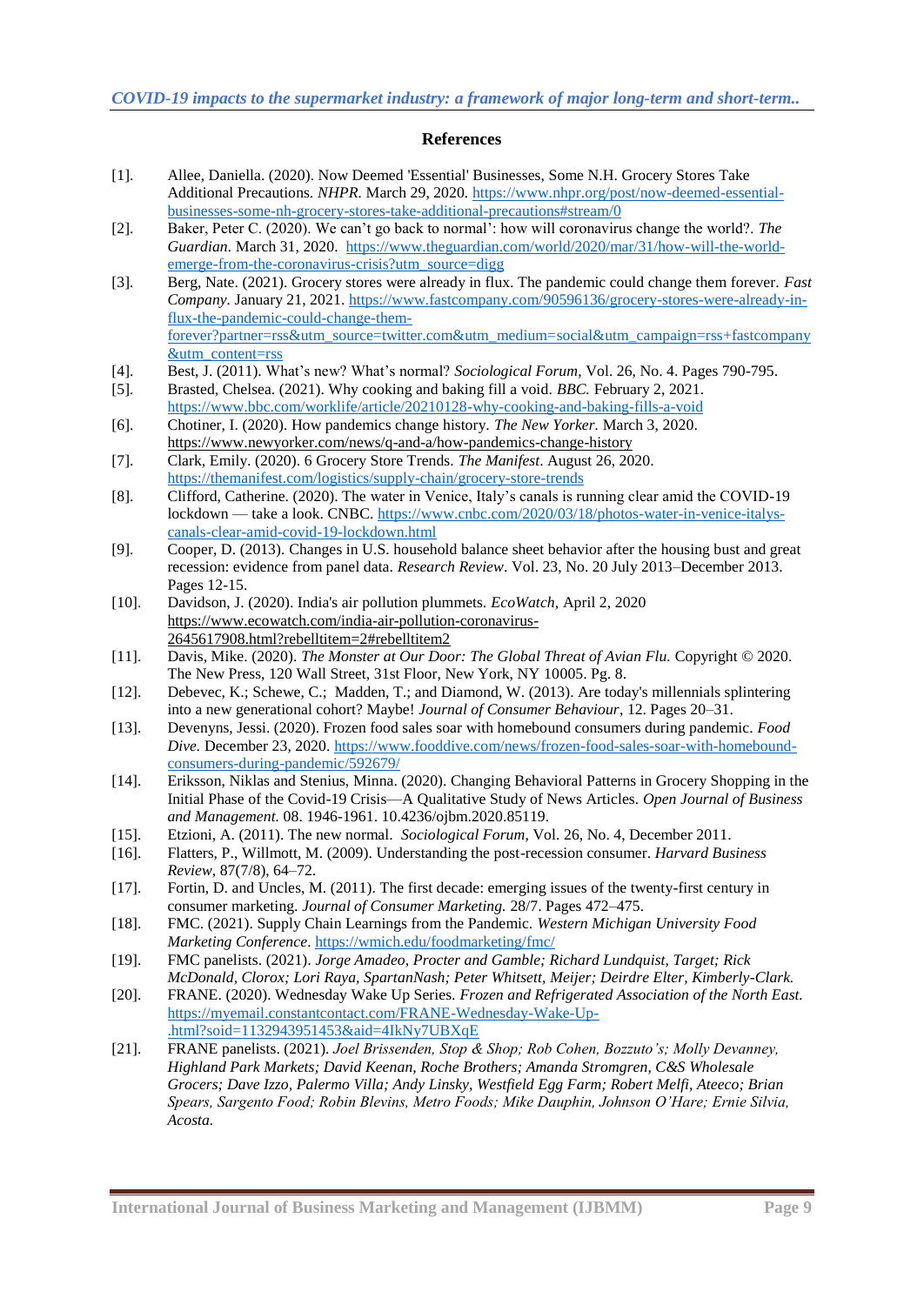## References

[1]. Allee, Daniella. (2020). Now Deemed 'Essential' Businesses, Some N.H. Grocery Stores Take Additional Precautions. *NHPR*. March 29, 2020. https://www.nhpr.org/post/now-deemed-essential-businesses-some-nh-grocery-stores-take-additional-precautions#stream/0

[2]. Baker, Peter C. (2020). We can't go back to normal': how will coronavirus change the world?. *The Guardian*. March 31, 2020. https://www.theguardian.com/world/2020/mar/31/how-will-the-world-emerge-from-the-coronavirus-crisis?utm_source=digg

[3]. Berg, Nate. (2021). Grocery stores were already in flux. The pandemic could change them forever. *Fast Company*. January 21, 2021. https://www.fastcompany.com/90596136/grocery-stores-were-already-in-flux-the-pandemic-could-change-them-forever?partner=rss&utm_source=twitter.com&utm_medium=social&utm_campaign=rss+fastcompany&utm_content=rss

[4]. Best, J. (2011). What's new? What's normal? *Sociological Forum*, Vol. 26, No. 4. Pages 790-795.

[5]. Brasted, Chelsea. (2021). Why cooking and baking fill a void. *BBC.* February 2, 2021. https://www.bbc.com/worklife/article/20210128-why-cooking-and-baking-fills-a-void

[6]. Chotiner, I. (2020). How pandemics change history. *The New Yorker.* March 3, 2020. https://www.newyorker.com/news/q-and-a/how-pandemics-change-history

[7]. Clark, Emily. (2020). 6 Grocery Store Trends. *The Manifest*. August 26, 2020. https://themanifest.com/logistics/supply-chain/grocery-store-trends

[8]. Clifford, Catherine. (2020). The water in Venice, Italy's canals is running clear amid the COVID-19 lockdown — take a look. CNBC. https://www.cnbc.com/2020/03/18/photos-water-in-venice-italys-canals-clear-amid-covid-19-lockdown.html

[9]. Cooper, D. (2013). Changes in U.S. household balance sheet behavior after the housing bust and great recession: evidence from panel data. *Research Review*. Vol. 23, No. 20 July 2013–December 2013. Pages 12-15.

[10]. Davidson, J. (2020). India's air pollution plummets. *EcoWatch*, April 2, 2020 https://www.ecowatch.com/india-air-pollution-coronavirus-2645617908.html?rebelltitem=2#rebelltitem2

[11]. Davis, Mike. (2020). *The Monster at Our Door: The Global Threat of Avian Flu.* Copyright © 2020. The New Press, 120 Wall Street, 31st Floor, New York, NY 10005. Pg. 8.

[12]. Debevec, K.; Schewe, C.; Madden, T.; and Diamond, W. (2013). Are today's millennials splintering into a new generational cohort? Maybe! *Journal of Consumer Behaviour*, 12. Pages 20–31.

[13]. Devenyns, Jessi. (2020). Frozen food sales soar with homebound consumers during pandemic. *Food Dive.* December 23, 2020. https://www.fooddive.com/news/frozen-food-sales-soar-with-homebound-consumers-during-pandemic/592679/

[14]. Eriksson, Niklas and Stenius, Minna. (2020). Changing Behavioral Patterns in Grocery Shopping in the Initial Phase of the Covid-19 Crisis—A Qualitative Study of News Articles. *Open Journal of Business and Management.* 08. 1946-1961. 10.4236/ojbm.2020.85119.

[15]. Etzioni, A. (2011). The new normal. *Sociological Forum*, Vol. 26, No. 4, December 2011.

[16]. Flatters, P., Willmott, M. (2009). Understanding the post-recession consumer. *Harvard Business Review*, 87(7/8), 64–72.

[17]. Fortin, D. and Uncles, M. (2011). The first decade: emerging issues of the twenty-first century in consumer marketing. *Journal of Consumer Marketing.* 28/7. Pages 472–475.

[18]. FMC. (2021). Supply Chain Learnings from the Pandemic. *Western Michigan University Food Marketing Conference*. https://wmich.edu/foodmarketing/fmc/

[19]. FMC panelists. (2021). *Jorge Amadeo, Procter and Gamble; Richard Lundquist, Target; Rick McDonald, Clorox; Lori Raya, SpartanNash; Peter Whitsett, Meijer; Deirdre Elter, Kimberly-Clark.*

[20]. FRANE. (2020). Wednesday Wake Up Series. *Frozen and Refrigerated Association of the North East.* https://myemail.constantcontact.com/FRANE-Wednesday-Wake-Up-.html?soid=1132943951453&aid=4IkNy7UBXqE

[21]. FRANE panelists. (2021). *Joel Brissenden, Stop & Shop; Rob Cohen, Bozzuto's; Molly Devanney, Highland Park Markets; David Keenan, Roche Brothers; Amanda Stromgren, C&S Wholesale Grocers; Dave Izzo, Palermo Villa; Andy Linsky, Westfield Egg Farm; Robert Melfi, Ateeco; Brian Spears, Sargento Food; Robin Blevins, Metro Foods; Mike Dauphin, Johnson O'Hare; Ernie Silvia, Acosta.*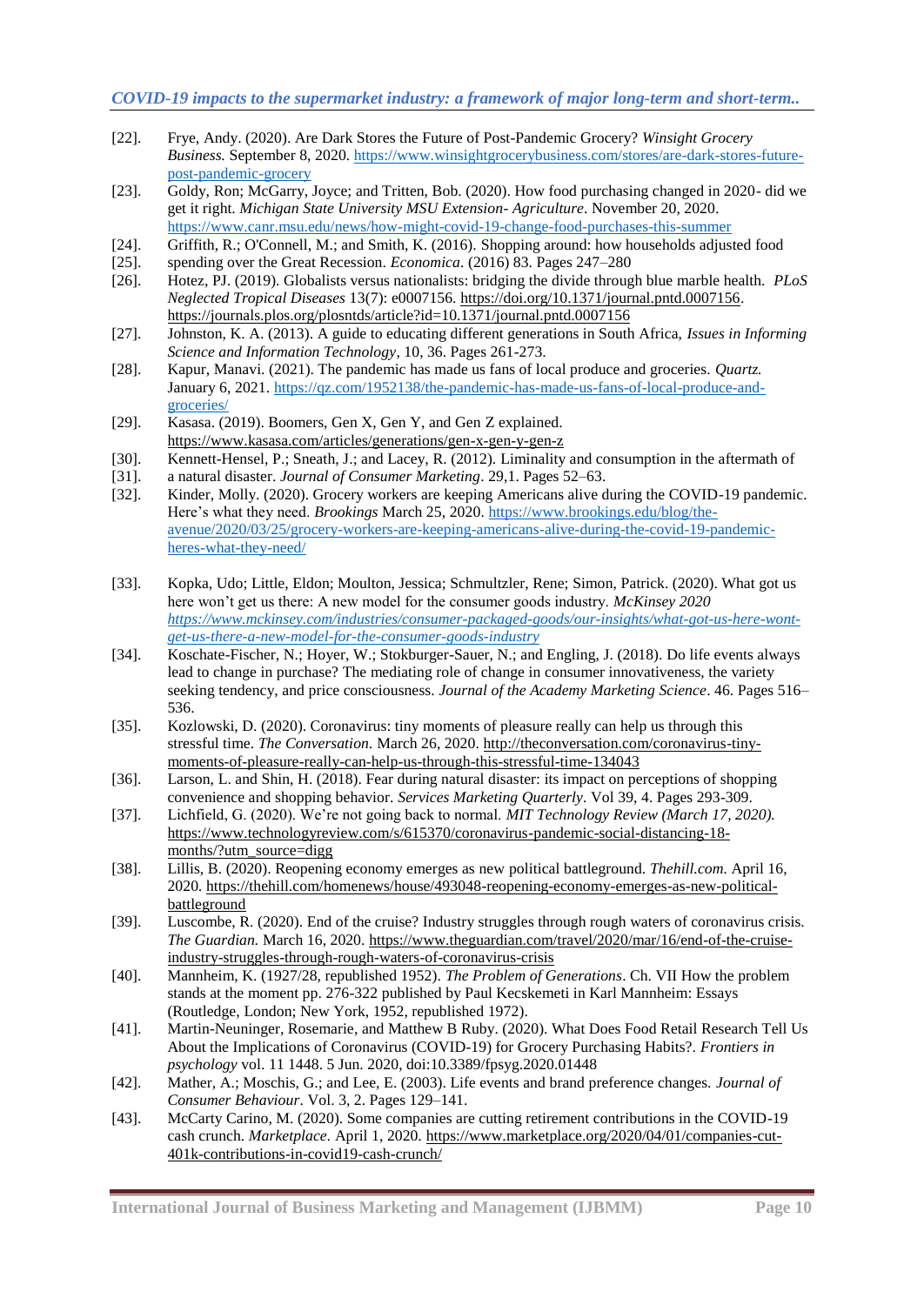[22]. Frye, Andy. (2020). Are Dark Stores the Future of Post-Pandemic Grocery? *Winsight Grocery Business.* September 8, 2020. https://www.winsightgrocerybusiness.com/stores/are-dark-stores-future-post-pandemic-grocery

[23]. Goldy, Ron; McGarry, Joyce; and Tritten, Bob. (2020). How food purchasing changed in 2020- did we get it right. *Michigan State University MSU Extension- Agriculture*. November 20, 2020. https://www.canr.msu.edu/news/how-might-covid-19-change-food-purchases-this-summer

[24]. Griffith, R.; O'Connell, M.; and Smith, K. (2016). Shopping around: how households adjusted food

[25]. spending over the Great Recession. *Economica*. (2016) 83. Pages 247–280

[26]. Hotez, PJ. (2019). Globalists versus nationalists: bridging the divide through blue marble health. *PLoS Neglected Tropical Diseases* 13(7): e0007156. https://doi.org/10.1371/journal.pntd.0007156. https://journals.plos.org/plosntds/article?id=10.1371/journal.pntd.0007156

[27]. Johnston, K. A. (2013). A guide to educating different generations in South Africa, *Issues in Informing Science and Information Technology*, 10, 36. Pages 261-273.

[28]. Kapur, Manavi. (2021). The pandemic has made us fans of local produce and groceries. *Quartz.* January 6, 2021. https://qz.com/1952138/the-pandemic-has-made-us-fans-of-local-produce-and-groceries/

[29]. Kasasa. (2019). Boomers, Gen X, Gen Y, and Gen Z explained. https://www.kasasa.com/articles/generations/gen-x-gen-y-gen-z

[30]. Kennett-Hensel, P.; Sneath, J.; and Lacey, R. (2012). Liminality and consumption in the aftermath of

[31]. a natural disaster. *Journal of Consumer Marketing*. 29,1. Pages 52–63.

[32]. Kinder, Molly. (2020). Grocery workers are keeping Americans alive during the COVID-19 pandemic. Here's what they need. *Brookings* March 25, 2020. https://www.brookings.edu/blog/the-avenue/2020/03/25/grocery-workers-are-keeping-americans-alive-during-the-covid-19-pandemic-heres-what-they-need/

[33]. Kopka, Udo; Little, Eldon; Moulton, Jessica; Schmultzler, Rene; Simon, Patrick. (2020). What got us here won't get us there: A new model for the consumer goods industry. *McKinsey 2020* *https://www.mckinsey.com/industries/consumer-packaged-goods/our-insights/what-got-us-here-wont-get-us-there-a-new-model-for-the-consumer-goods-industry*

[34]. Koschate-Fischer, N.; Hoyer, W.; Stokburger-Sauer, N.; and Engling, J. (2018). Do life events always lead to change in purchase? The mediating role of change in consumer innovativeness, the variety seeking tendency, and price consciousness. *Journal of the Academy Marketing Science*. 46. Pages 516–536.

[35]. Kozlowski, D. (2020). Coronavirus: tiny moments of pleasure really can help us through this stressful time. *The Conversation.* March 26, 2020. http://theconversation.com/coronavirus-tiny-moments-of-pleasure-really-can-help-us-through-this-stressful-time-134043

[36]. Larson, L. and Shin, H. (2018). Fear during natural disaster: its impact on perceptions of shopping convenience and shopping behavior. *Services Marketing Quarterly*. Vol 39, 4. Pages 293-309.

[37]. Lichfield, G. (2020). We're not going back to normal. *MIT Technology Review (March 17, 2020).* https://www.technologyreview.com/s/615370/coronavirus-pandemic-social-distancing-18-months/?utm_source=digg

[38]. Lillis, B. (2020). Reopening economy emerges as new political battleground. *Thehill.com.* April 16, 2020. https://thehill.com/homenews/house/493048-reopening-economy-emerges-as-new-political-battleground

[39]. Luscombe, R. (2020). End of the cruise? Industry struggles through rough waters of coronavirus crisis. *The Guardian.* March 16, 2020. https://www.theguardian.com/travel/2020/mar/16/end-of-the-cruise-industry-struggles-through-rough-waters-of-coronavirus-crisis

[40]. Mannheim, K. (1927/28, republished 1952). *The Problem of Generations*. Ch. VII How the problem stands at the moment pp. 276-322 published by Paul Kecskemeti in Karl Mannheim: Essays (Routledge, London; New York, 1952, republished 1972).

[41]. Martin-Neuninger, Rosemarie, and Matthew B Ruby. (2020). What Does Food Retail Research Tell Us About the Implications of Coronavirus (COVID-19) for Grocery Purchasing Habits?. *Frontiers in psychology* vol. 11 1448. 5 Jun. 2020, doi:10.3389/fpsyg.2020.01448

[42]. Mather, A.; Moschis, G.; and Lee, E. (2003). Life events and brand preference changes. *Journal of Consumer Behaviour*. Vol. 3, 2. Pages 129–141.

[43]. McCarty Carino, M. (2020). Some companies are cutting retirement contributions in the COVID-19 cash crunch. *Marketplace*. April 1, 2020. https://www.marketplace.org/2020/04/01/companies-cut-401k-contributions-in-covid19-cash-crunch/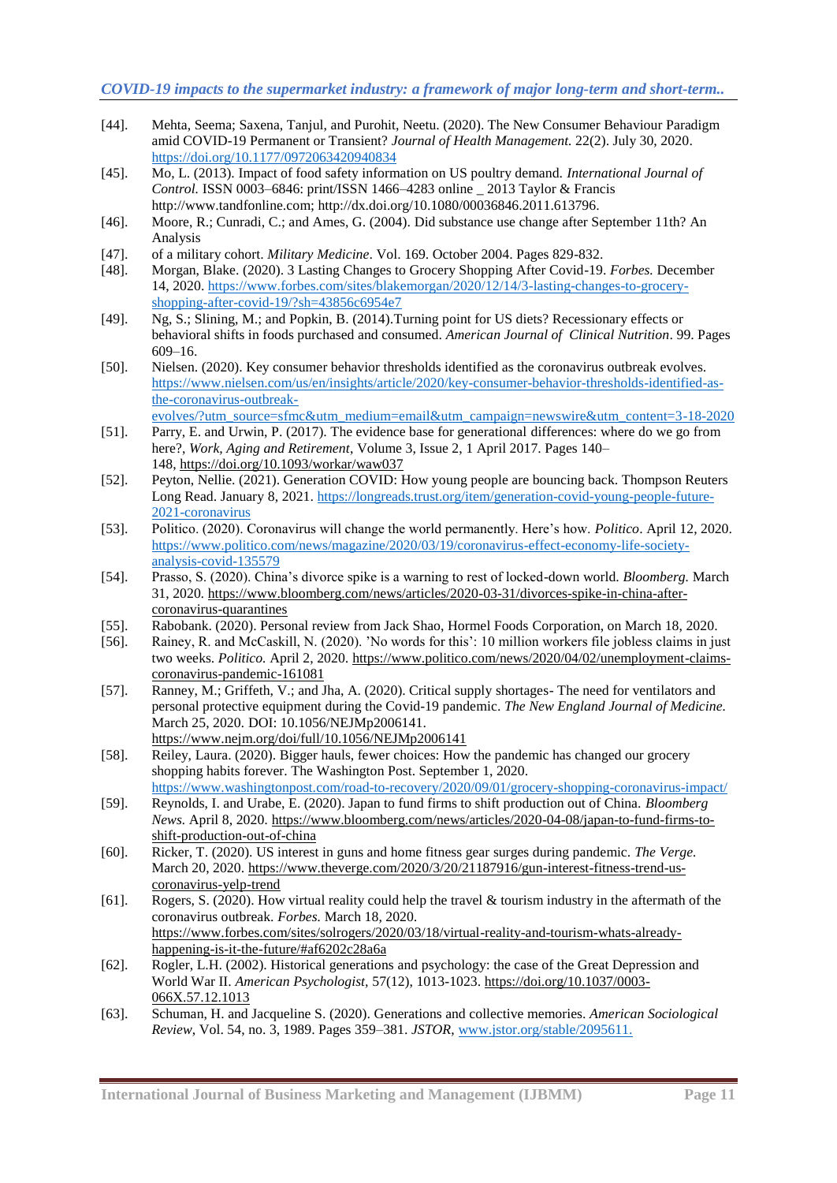[44]. Mehta, Seema; Saxena, Tanjul, and Purohit, Neetu. (2020). The New Consumer Behaviour Paradigm amid COVID-19 Permanent or Transient? *Journal of Health Management.* 22(2). July 30, 2020. https://doi.org/10.1177/0972063420940834

[45]. Mo, L. (2013). Impact of food safety information on US poultry demand. *International Journal of Control.* ISSN 0003–6846: print/ISSN 1466–4283 online _ 2013 Taylor & Francis http://www.tandfonline.com; http://dx.doi.org/10.1080/00036846.2011.613796.

[46]. Moore, R.; Cunradi, C.; and Ames, G. (2004). Did substance use change after September 11th? An Analysis

[47]. of a military cohort. *Military Medicine*. Vol. 169. October 2004. Pages 829-832.

[48]. Morgan, Blake. (2020). 3 Lasting Changes to Grocery Shopping After Covid-19. *Forbes.* December 14, 2020. https://www.forbes.com/sites/blakemorgan/2020/12/14/3-lasting-changes-to-grocery-shopping-after-covid-19/?sh=43856c6954e7

[49]. Ng, S.; Slining, M.; and Popkin, B. (2014).Turning point for US diets? Recessionary effects or behavioral shifts in foods purchased and consumed. *American Journal of Clinical Nutrition*. 99. Pages 609–16.

[50]. Nielsen. (2020). Key consumer behavior thresholds identified as the coronavirus outbreak evolves. https://www.nielsen.com/us/en/insights/article/2020/key-consumer-behavior-thresholds-identified-as-the-coronavirus-outbreak-evolves/?utm_source=sfmc&utm_medium=email&utm_campaign=newswire&utm_content=3-18-2020

[51]. Parry, E. and Urwin, P. (2017). The evidence base for generational differences: where do we go from here?, *Work, Aging and Retirement*, Volume 3, Issue 2, 1 April 2017. Pages 140–148, https://doi.org/10.1093/workar/waw037

[52]. Peyton, Nellie. (2021). Generation COVID: How young people are bouncing back. Thompson Reuters Long Read. January 8, 2021. https://longreads.trust.org/item/generation-covid-young-people-future-2021-coronavirus

[53]. Politico. (2020). Coronavirus will change the world permanently. Here's how. *Politico*. April 12, 2020. https://www.politico.com/news/magazine/2020/03/19/coronavirus-effect-economy-life-society-analysis-covid-135579

[54]. Prasso, S. (2020). China's divorce spike is a warning to rest of locked-down world. *Bloomberg.* March 31, 2020. https://www.bloomberg.com/news/articles/2020-03-31/divorces-spike-in-china-after-coronavirus-quarantines

[55]. Rabobank. (2020). Personal review from Jack Shao, Hormel Foods Corporation, on March 18, 2020.

[56]. Rainey, R. and McCaskill, N. (2020). 'No words for this': 10 million workers file jobless claims in just two weeks. *Politico.* April 2, 2020. https://www.politico.com/news/2020/04/02/unemployment-claims-coronavirus-pandemic-161081

[57]. Ranney, M.; Griffeth, V.; and Jha, A. (2020). Critical supply shortages- The need for ventilators and personal protective equipment during the Covid-19 pandemic. *The New England Journal of Medicine.* March 25, 2020. DOI: 10.1056/NEJMp2006141. https://www.nejm.org/doi/full/10.1056/NEJMp2006141

[58]. Reiley, Laura. (2020). Bigger hauls, fewer choices: How the pandemic has changed our grocery shopping habits forever. The Washington Post. September 1, 2020. https://www.washingtonpost.com/road-to-recovery/2020/09/01/grocery-shopping-coronavirus-impact/

[59]. Reynolds, I. and Urabe, E. (2020). Japan to fund firms to shift production out of China. *Bloomberg News.* April 8, 2020. https://www.bloomberg.com/news/articles/2020-04-08/japan-to-fund-firms-to-shift-production-out-of-china

[60]. Ricker, T. (2020). US interest in guns and home fitness gear surges during pandemic. *The Verge.* March 20, 2020. https://www.theverge.com/2020/3/20/21187916/gun-interest-fitness-trend-us-coronavirus-yelp-trend

[61]. Rogers, S. (2020). How virtual reality could help the travel & tourism industry in the aftermath of the coronavirus outbreak. *Forbes.* March 18, 2020. https://www.forbes.com/sites/solrogers/2020/03/18/virtual-reality-and-tourism-whats-already-happening-is-it-the-future/#af6202c28a6a

[62]. Rogler, L.H. (2002). Historical generations and psychology: the case of the Great Depression and World War II. *American Psychologist*, 57(12), 1013-1023. https://doi.org/10.1037/0003-066X.57.12.1013

[63]. Schuman, H. and Jacqueline S. (2020). Generations and collective memories. *American Sociological Review*, Vol. 54, no. 3, 1989. Pages 359–381. *JSTOR*, www.jstor.org/stable/2095611.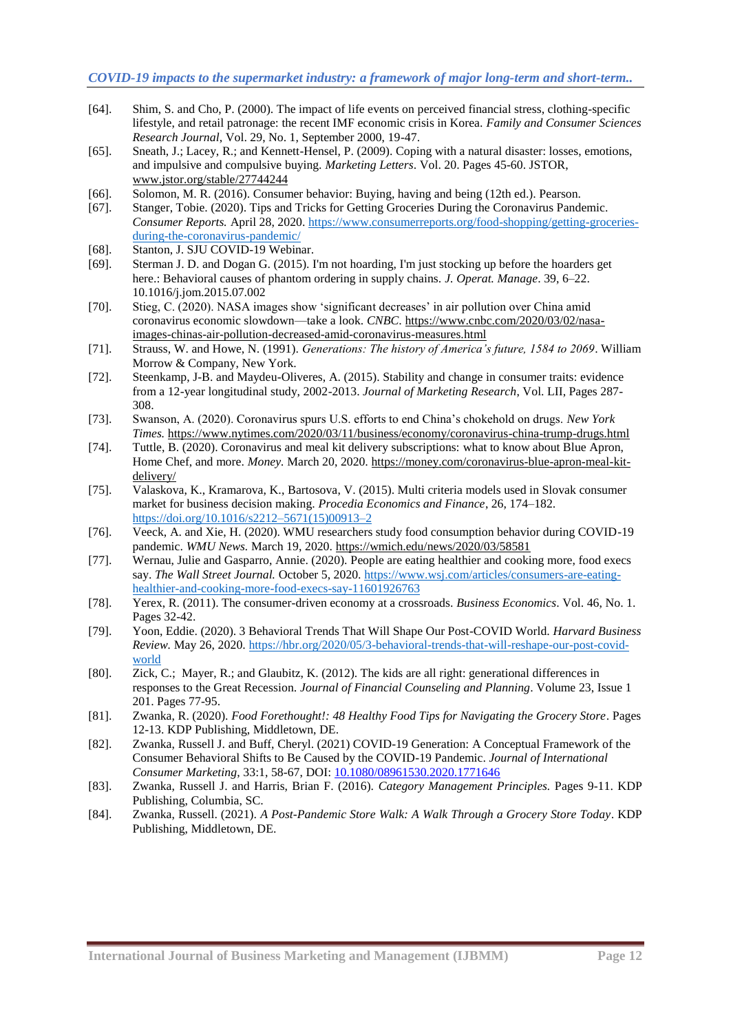[64]. Shim, S. and Cho, P. (2000). The impact of life events on perceived financial stress, clothing-specific lifestyle, and retail patronage: the recent IMF economic crisis in Korea. *Family and Consumer Sciences Research Journal*, Vol. 29, No. 1, September 2000, 19-47.

[65]. Sneath, J.; Lacey, R.; and Kennett-Hensel, P. (2009). Coping with a natural disaster: losses, emotions, and impulsive and compulsive buying. *Marketing Letters*. Vol. 20. Pages 45-60. JSTOR, www.jstor.org/stable/27744244

[66]. Solomon, M. R. (2016). Consumer behavior: Buying, having and being (12th ed.). Pearson.

[67]. Stanger, Tobie. (2020). Tips and Tricks for Getting Groceries During the Coronavirus Pandemic. *Consumer Reports.* April 28, 2020. https://www.consumerreports.org/food-shopping/getting-groceries-during-the-coronavirus-pandemic/

[68]. Stanton, J. SJU COVID-19 Webinar.

[69]. Sterman J. D. and Dogan G. (2015). I'm not hoarding, I'm just stocking up before the hoarders get here.: Behavioral causes of phantom ordering in supply chains. *J. Operat. Manage*. 39, 6–22. 10.1016/j.jom.2015.07.002

[70]. Stieg, C. (2020). NASA images show 'significant decreases' in air pollution over China amid coronavirus economic slowdown—take a look. *CNBC*. https://www.cnbc.com/2020/03/02/nasa-images-chinas-air-pollution-decreased-amid-coronavirus-measures.html

[71]. Strauss, W. and Howe, N. (1991). *Generations: The history of America's future, 1584 to 2069*. William Morrow & Company, New York.

[72]. Steenkamp, J-B. and Maydeu-Oliveres, A. (2015). Stability and change in consumer traits: evidence from a 12-year longitudinal study, 2002-2013. *Journal of Marketing Research*, Vol. LII, Pages 287-308.

[73]. Swanson, A. (2020). Coronavirus spurs U.S. efforts to end China's chokehold on drugs. *New York Times.* https://www.nytimes.com/2020/03/11/business/coronavirus-china-trump-drugs.html

[74]. Tuttle, B. (2020). Coronavirus and meal kit delivery subscriptions: what to know about Blue Apron, Home Chef, and more. *Money.* March 20, 2020. https://money.com/coronavirus-blue-apron-meal-kit-delivery/

[75]. Valaskova, K., Kramarova, K., Bartosova, V. (2015). Multi criteria models used in Slovak consumer market for business decision making. *Procedia Economics and Finance*, 26, 174–182. https://doi.org/10.1016/s2212–5671(15)00913–2

[76]. Veeck, A. and Xie, H. (2020). WMU researchers study food consumption behavior during COVID-19 pandemic. *WMU News.* March 19, 2020. https://wmich.edu/news/2020/03/58581

[77]. Wernau, Julie and Gasparro, Annie. (2020). People are eating healthier and cooking more, food execs say. *The Wall Street Journal.* October 5, 2020. https://www.wsj.com/articles/consumers-are-eating-healthier-and-cooking-more-food-execs-say-11601926763

[78]. Yerex, R. (2011). The consumer-driven economy at a crossroads. *Business Economics*. Vol. 46, No. 1. Pages 32-42.

[79]. Yoon, Eddie. (2020). 3 Behavioral Trends That Will Shape Our Post-COVID World. *Harvard Business Review.* May 26, 2020. https://hbr.org/2020/05/3-behavioral-trends-that-will-reshape-our-post-covid-world

[80]. Zick, C.; Mayer, R.; and Glaubitz, K. (2012). The kids are all right: generational differences in responses to the Great Recession. *Journal of Financial Counseling and Planning*. Volume 23, Issue 1 201. Pages 77-95.

[81]. Zwanka, R. (2020). *Food Forethought!: 48 Healthy Food Tips for Navigating the Grocery Store*. Pages 12-13. KDP Publishing, Middletown, DE.

[82]. Zwanka, Russell J. and Buff, Cheryl. (2021) COVID-19 Generation: A Conceptual Framework of the Consumer Behavioral Shifts to Be Caused by the COVID-19 Pandemic. *Journal of International Consumer Marketing*, 33:1, 58-67, DOI: 10.1080/08961530.2020.1771646

[83]. Zwanka, Russell J. and Harris, Brian F. (2016). *Category Management Principles.* Pages 9-11. KDP Publishing, Columbia, SC.

[84]. Zwanka, Russell. (2021). *A Post-Pandemic Store Walk: A Walk Through a Grocery Store Today*. KDP Publishing, Middletown, DE.